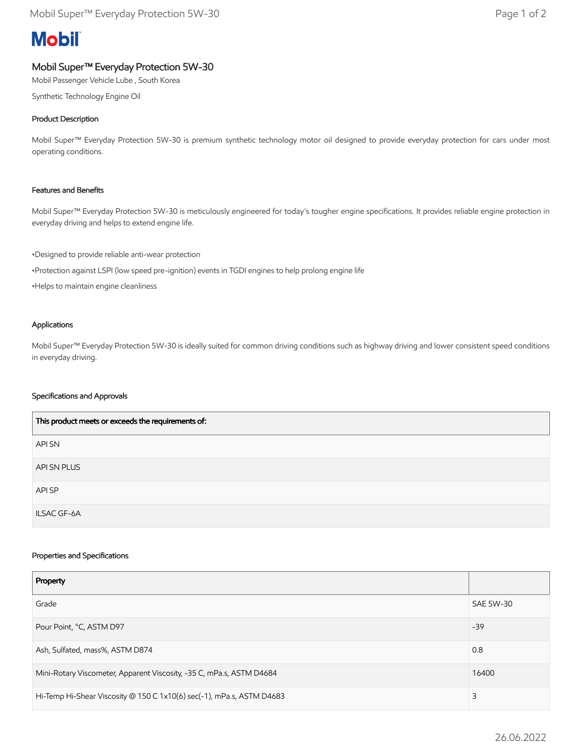# Mobil

## Mobil Super™ Everyday Protection 5W-30

Mobil Passenger Vehicle Lube , South Korea

Synthetic Technology Engine Oil

### Product Description

Mobil Super™ Everyday Protection 5W-30 is premium synthetic technology motor oil designed to provide everyday protection for cars under most operating conditions.

### Features and Benefits

Mobil Super™ Everyday Protection 5W-30 is meticulously engineered for today's tougher engine specifications. It provides reliable engine protection in everyday driving and helps to extend engine life.

•Designed to provide reliable anti-wear protection

•Protection against LSPI (low speed pre-ignition) events in TGDI engines to help prolong engine life

•Helps to maintain engine cleanliness

### Applications

Mobil Super™ Everyday Protection 5W-30 is ideally suited for common driving conditions such as highway driving and lower consistent speed conditions in everyday driving.

### Specifications and Approvals

| This product meets or exceeds the requirements of: |
|---|
| API SN |
| API SN PLUS |
| API SP |
| ILSAC GF-6A |

### Properties and Specifications

| Property | |
|---|---|
| Grade | SAE 5W-30 |
| Pour Point, °C, ASTM D97 | -39 |
| Ash, Sulfated, mass%, ASTM D874 | 0.8 |
| Mini-Rotary Viscometer, Apparent Viscosity, -35 C, mPa.s, ASTM D4684 | 16400 |
| Hi-Temp Hi-Shear Viscosity @ 150 C 1x10(6) sec(-1), mPa.s, ASTM D4683 | 3 |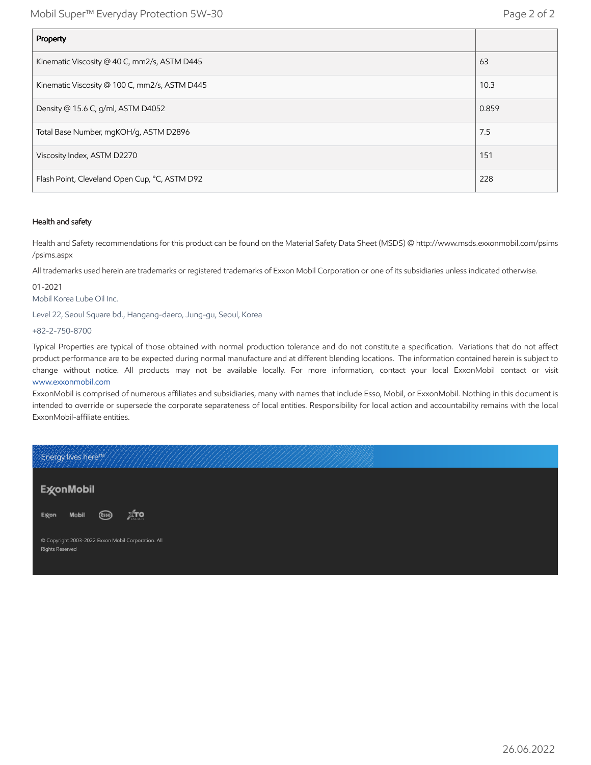| Property | |
| --- | --- |
| Kinematic Viscosity @ 40 C, mm2/s, ASTM D445 | 63 |
| Kinematic Viscosity @ 100 C, mm2/s, ASTM D445 | 10.3 |
| Density @ 15.6 C, g/ml, ASTM D4052 | 0.859 |
| Total Base Number, mgKOH/g, ASTM D2896 | 7.5 |
| Viscosity Index, ASTM D2270 | 151 |
| Flash Point, Cleveland Open Cup, °C, ASTM D92 | 228 |

### Health and safety

Health and Safety recommendations for this product can be found on the Material Safety Data Sheet (MSDS) @ http://www.msds.exxonmobil.com/psims/psims.aspx

All trademarks used herein are trademarks or registered trademarks of Exxon Mobil Corporation or one of its subsidiaries unless indicated otherwise.

01-2021

Mobil Korea Lube Oil Inc.

Level 22, Seoul Square bd., Hangang-daero, Jung-gu, Seoul, Korea

+82-2-750-8700

Typical Properties are typical of those obtained with normal production tolerance and do not constitute a specification. Variations that do not affect product performance are to be expected during normal manufacture and at different blending locations. The information contained herein is subject to change without notice. All products may not be available locally. For more information, contact your local ExxonMobil contact or visit www.exxonmobil.com

ExxonMobil is comprised of numerous affiliates and subsidiaries, many with names that include Esso, Mobil, or ExxonMobil. Nothing in this document is intended to override or supersede the corporate separateness of local entities. Responsibility for local action and accountability remains with the local ExxonMobil-affiliate entities.

Energy lives here™

ExxonMobil

Exxon Mobil Esso XTO

© Copyright 2003-2022 Exxon Mobil Corporation. All Rights Reserved

26.06.2022